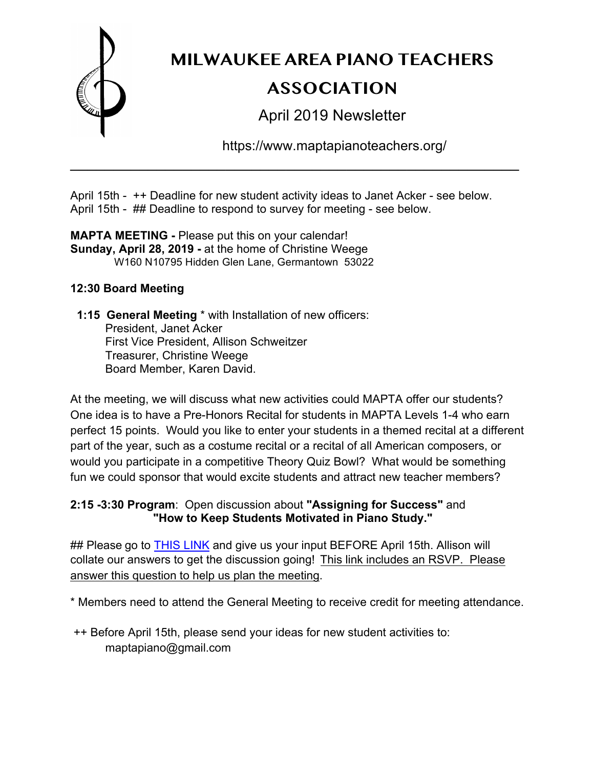# MILWAUKEE AREA PIANO TEACHERS ASSOCIATION

## April 2019 Newsletter

https://www.maptapianoteachers.org/

---

April 15th - ++ Deadline for new student activity ideas to Janet Acker - see below.
April 15th - ## Deadline to respond to survey for meeting - see below.

**MAPTA MEETING -** Please put this on your calendar!
**Sunday, April 28, 2019 -** at the home of Christine Weege
W160 N10795 Hidden Glen Lane, Germantown 53022

**12:30 Board Meeting**

**1:15 General Meeting** * with Installation of new officers:
President, Janet Acker
First Vice President, Allison Schweitzer
Treasurer, Christine Weege
Board Member, Karen David.

At the meeting, we will discuss what new activities could MAPTA offer our students? One idea is to have a Pre-Honors Recital for students in MAPTA Levels 1-4 who earn perfect 15 points. Would you like to enter your students in a themed recital at a different part of the year, such as a costume recital or a recital of all American composers, or would you participate in a competitive Theory Quiz Bowl? What would be something fun we could sponsor that would excite students and attract new teacher members?

**2:15 -3:30 Program**: Open discussion about **"Assigning for Success"** and **"How to Keep Students Motivated in Piano Study."**

## Please go to THIS LINK and give us your input BEFORE April 15th. Allison will collate our answers to get the discussion going! This link includes an RSVP. Please answer this question to help us plan the meeting.

* Members need to attend the General Meeting to receive credit for meeting attendance.

++ Before April 15th, please send your ideas for new student activities to:
maptapiano@gmail.com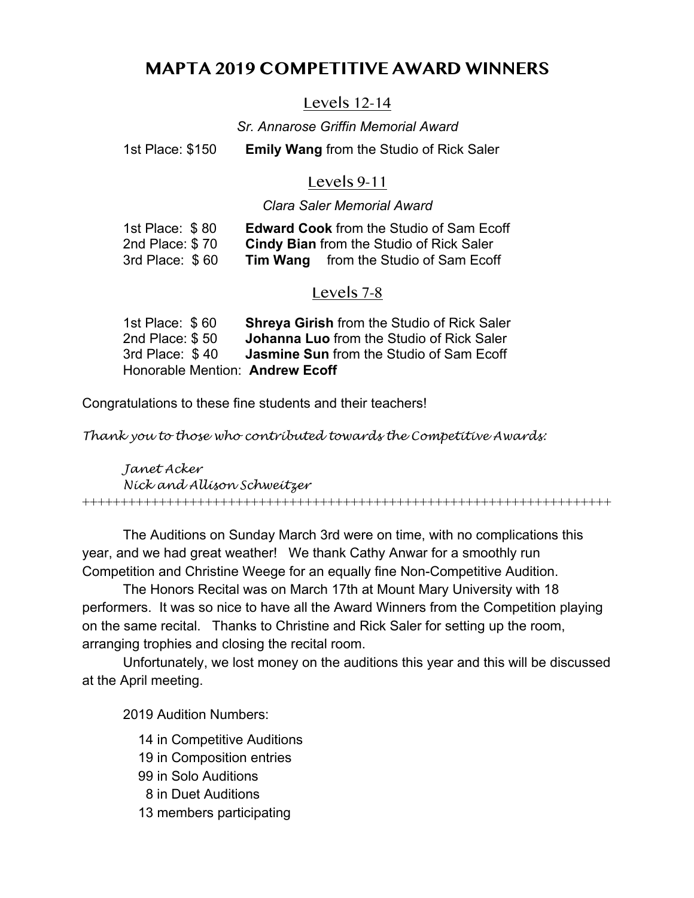# MAPTA 2019 COMPETITIVE AWARD WINNERS

## Levels 12-14

*Sr. Annarose Griffin Memorial Award*

1st Place: $150 **Emily Wang** from the Studio of Rick Saler

## Levels 9-11

*Clara Saler Memorial Award*

1st Place: $ 80 **Edward Cook** from the Studio of Sam Ecoff
2nd Place: $ 70 **Cindy Bian** from the Studio of Rick Saler
3rd Place: $ 60 **Tim Wang** from the Studio of Sam Ecoff

## Levels 7-8

1st Place: $ 60 **Shreya Girish** from the Studio of Rick Saler
2nd Place: $ 50 **Johanna Luo** from the Studio of Rick Saler
3rd Place: $ 40 **Jasmine Sun** from the Studio of Sam Ecoff
Honorable Mention: **Andrew Ecoff**

Congratulations to these fine students and their teachers!

*Thank you to those who contributed towards the Competitive Awards:*

*Janet Acker*
*Nick and Allison Schweitzer*

++++++++++++++++++++++++++++++++++++++++++++++++++++++++++++++++++++++

The Auditions on Sunday March 3rd were on time, with no complications this year, and we had great weather! We thank Cathy Anwar for a smoothly run Competition and Christine Weege for an equally fine Non-Competitive Audition.

The Honors Recital was on March 17th at Mount Mary University with 18 performers. It was so nice to have all the Award Winners from the Competition playing on the same recital. Thanks to Christine and Rick Saler for setting up the room, arranging trophies and closing the recital room.

Unfortunately, we lost money on the auditions this year and this will be discussed at the April meeting.

2019 Audition Numbers:

14 in Competitive Auditions
19 in Composition entries
99 in Solo Auditions
8 in Duet Auditions
13 members participating